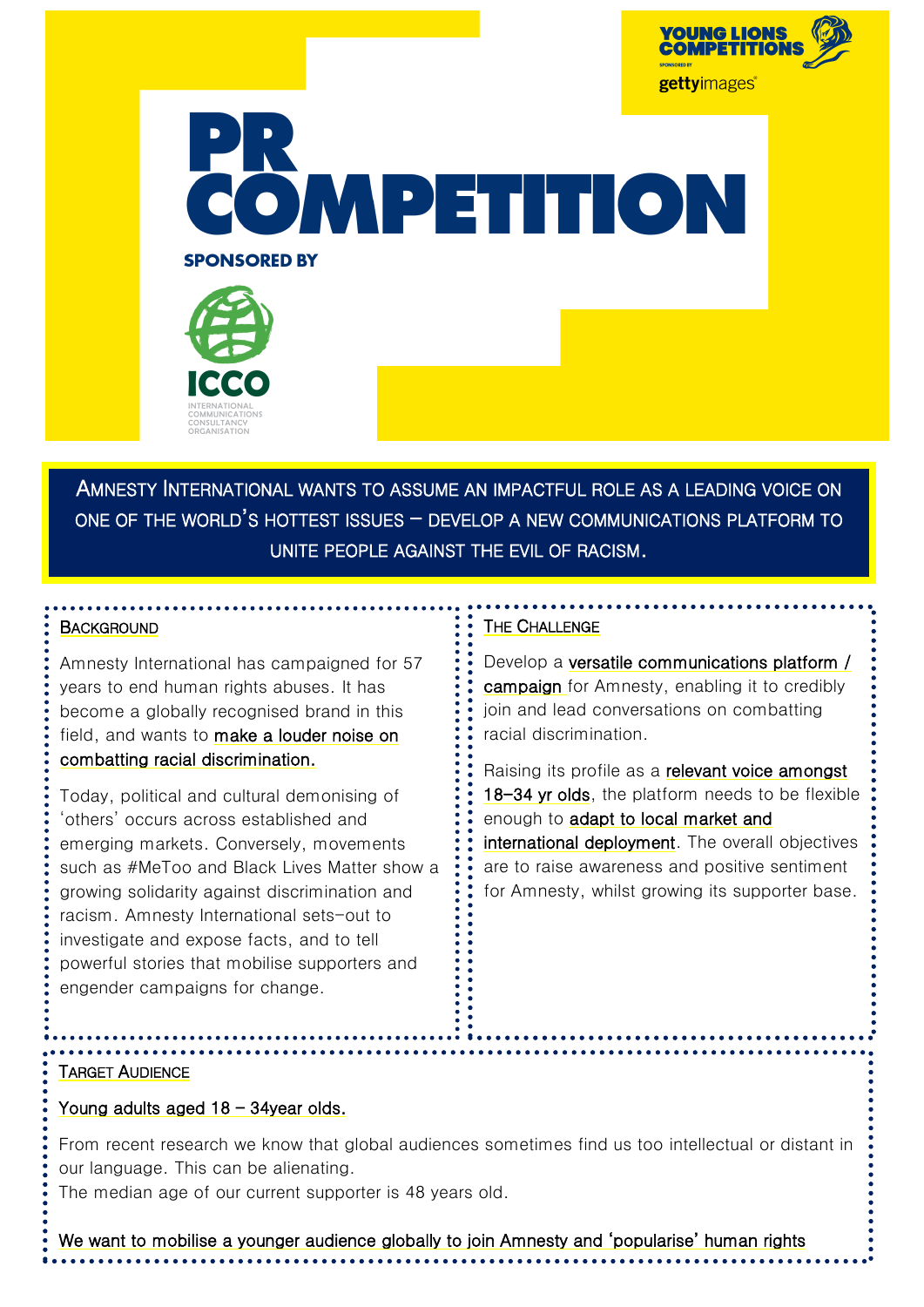YOUNG LIONS COMPETITIONS

SPONSORED BY gettyimages

# PR COMPETITION

SPONSORED BY

ICCO
INTERNATIONAL COMMUNICATIONS CONSULTANCY ORGANISATION

**AMNESTY INTERNATIONAL WANTS TO ASSUME AN IMPACTFUL ROLE AS A LEADING VOICE ON ONE OF THE WORLD'S HOTTEST ISSUES – DEVELOP A NEW COMMUNICATIONS PLATFORM TO UNITE PEOPLE AGAINST THE EVIL OF RACISM.**

## BACKGROUND

Amnesty International has campaigned for 57 years to end human rights abuses. It has become a globally recognised brand in this field, and wants to make a louder noise on combatting racial discrimination.

Today, political and cultural demonising of 'others' occurs across established and emerging markets. Conversely, movements such as #MeToo and Black Lives Matter show a growing solidarity against discrimination and racism. Amnesty International sets-out to investigate and expose facts, and to tell powerful stories that mobilise supporters and engender campaigns for change.

## THE CHALLENGE

Develop a versatile communications platform / campaign for Amnesty, enabling it to credibly join and lead conversations on combatting racial discrimination.

Raising its profile as a relevant voice amongst 18-34 yr olds, the platform needs to be flexible enough to adapt to local market and international deployment. The overall objectives are to raise awareness and positive sentiment for Amnesty, whilst growing its supporter base.

## TARGET AUDIENCE

Young adults aged 18 – 34year olds.

From recent research we know that global audiences sometimes find us too intellectual or distant in our language. This can be alienating.
The median age of our current supporter is 48 years old.

We want to mobilise a younger audience globally to join Amnesty and 'popularise' human rights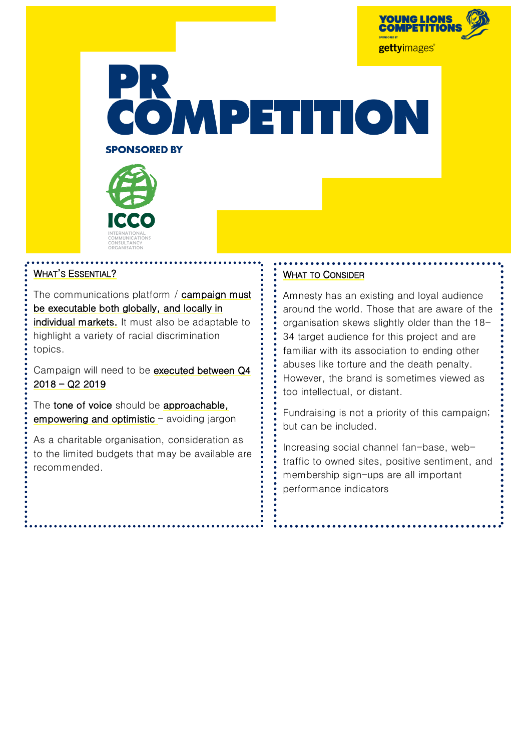YOUNG LIONS COMPETITIONS

SPONSORED BY

gettyimages

# PR COMPETITION

**SPONSORED BY**

ICCO

INTERNATIONAL COMMUNICATIONS CONSULTANCY ORGANISATION

## WHAT'S ESSENTIAL?

The communications platform / campaign must be executable both globally, and locally in individual markets. It must also be adaptable to highlight a variety of racial discrimination topics.

Campaign will need to be executed between Q4 2018 – Q2 2019

The tone of voice should be approachable, empowering and optimistic – avoiding jargon

As a charitable organisation, consideration as to the limited budgets that may be available are recommended.

## WHAT TO CONSIDER

Amnesty has an existing and loyal audience around the world. Those that are aware of the organisation skews slightly older than the 18-34 target audience for this project and are familiar with its association to ending other abuses like torture and the death penalty. However, the brand is sometimes viewed as too intellectual, or distant.

Fundraising is not a priority of this campaign; but can be included.

Increasing social channel fan-base, web-traffic to owned sites, positive sentiment, and membership sign-ups are all important performance indicators